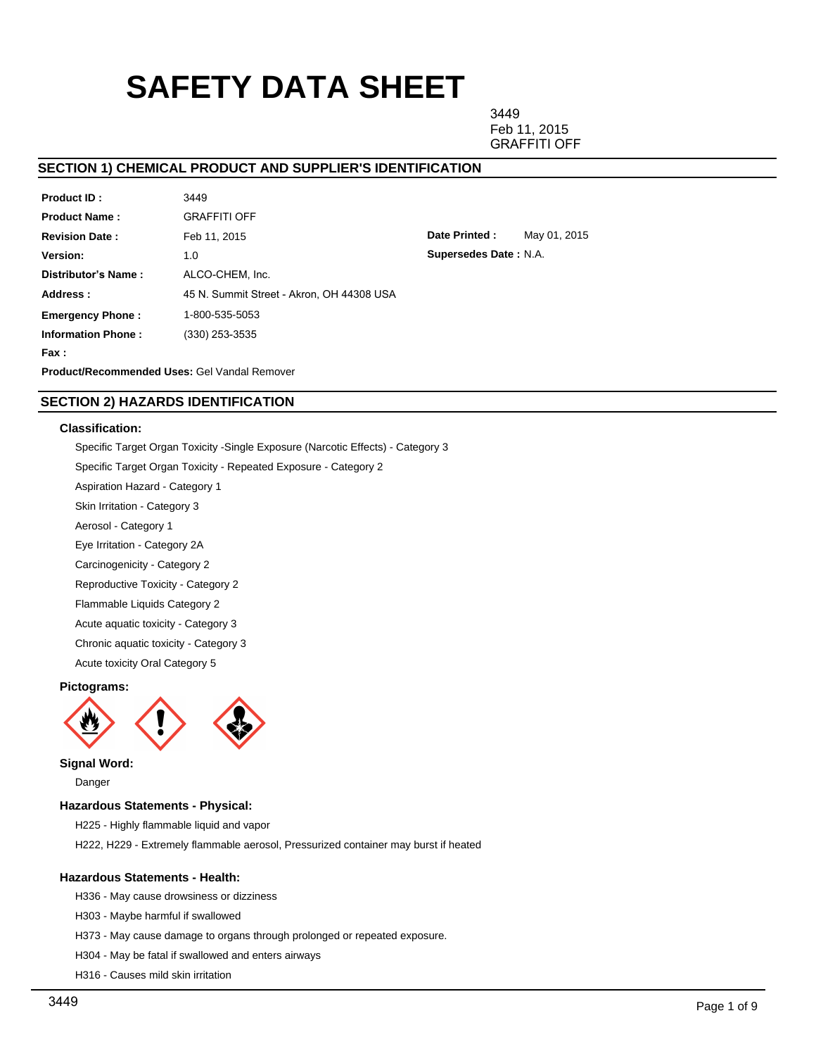# SAFETY DATA SHEET

3449
Feb 11, 2015
GRAFFITI OFF

## SECTION 1) CHEMICAL PRODUCT AND SUPPLIER'S IDENTIFICATION

**Product ID :** 3449

**Product Name :** GRAFFITI OFF

**Revision Date :** Feb 11, 2015

**Date Printed :** May 01, 2015

**Version:** 1.0

**Supersedes Date :** N.A.

**Distributor's Name :** ALCO-CHEM, Inc.

**Address :** 45 N. Summit Street - Akron, OH 44308 USA

**Emergency Phone :** 1-800-535-5053

**Information Phone :** (330) 253-3535

**Fax :**

**Product/Recommended Uses:** Gel Vandal Remover

## SECTION 2) HAZARDS IDENTIFICATION

### Classification:

Specific Target Organ Toxicity -Single Exposure (Narcotic Effects) - Category 3

Specific Target Organ Toxicity - Repeated Exposure - Category 2

Aspiration Hazard - Category 1

Skin Irritation - Category 3

Aerosol - Category 1

Eye Irritation - Category 2A

Carcinogenicity - Category 2

Reproductive Toxicity - Category 2

Flammable Liquids Category 2

Acute aquatic toxicity - Category 3

Chronic aquatic toxicity - Category 3

Acute toxicity Oral Category 5

### Pictograms:

### Signal Word:

Danger

### Hazardous Statements - Physical:

H225 - Highly flammable liquid and vapor

H222, H229 - Extremely flammable aerosol, Pressurized container may burst if heated

### Hazardous Statements - Health:

H336 - May cause drowsiness or dizziness

H303 - Maybe harmful if swallowed

H373 - May cause damage to organs through prolonged or repeated exposure.

H304 - May be fatal if swallowed and enters airways

H316 - Causes mild skin irritation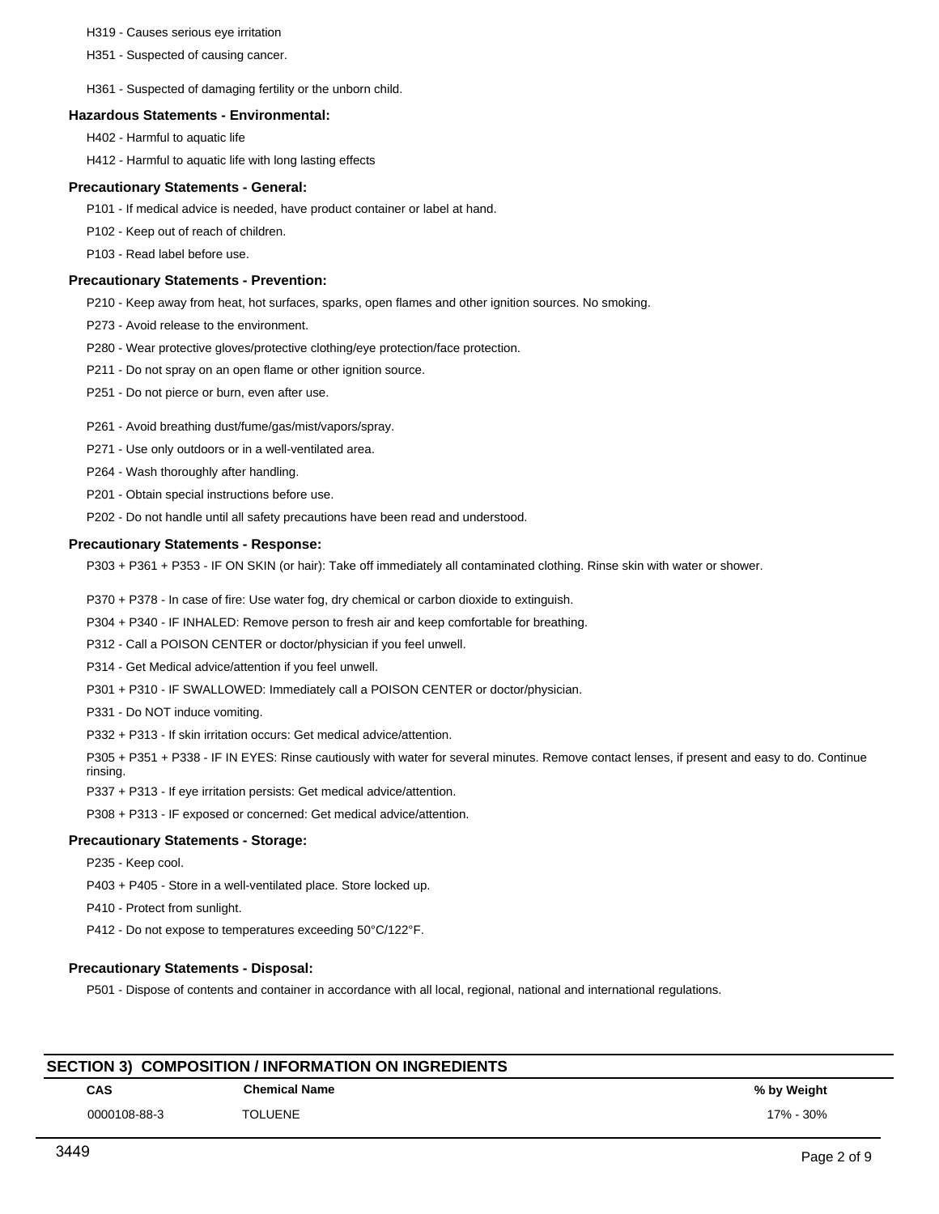H319 - Causes serious eye irritation

H351 - Suspected of causing cancer.

H361 - Suspected of damaging fertility or the unborn child.

**Hazardous Statements - Environmental:**

H402 - Harmful to aquatic life

H412 - Harmful to aquatic life with long lasting effects

**Precautionary Statements - General:**

P101 - If medical advice is needed, have product container or label at hand.

P102 - Keep out of reach of children.

P103 - Read label before use.

**Precautionary Statements - Prevention:**

P210 - Keep away from heat, hot surfaces, sparks, open flames and other ignition sources. No smoking.

P273 - Avoid release to the environment.

P280 - Wear protective gloves/protective clothing/eye protection/face protection.

P211 - Do not spray on an open flame or other ignition source.

P251 - Do not pierce or burn, even after use.

P261 - Avoid breathing dust/fume/gas/mist/vapors/spray.

P271 - Use only outdoors or in a well-ventilated area.

P264 - Wash thoroughly after handling.

P201 - Obtain special instructions before use.

P202 - Do not handle until all safety precautions have been read and understood.

**Precautionary Statements - Response:**

P303 + P361 + P353 - IF ON SKIN (or hair): Take off immediately all contaminated clothing. Rinse skin with water or shower.

P370 + P378 - In case of fire: Use water fog, dry chemical or carbon dioxide to extinguish.

P304 + P340 - IF INHALED: Remove person to fresh air and keep comfortable for breathing.

P312 - Call a POISON CENTER or doctor/physician if you feel unwell.

P314 - Get Medical advice/attention if you feel unwell.

P301 + P310 - IF SWALLOWED: Immediately call a POISON CENTER or doctor/physician.

P331 - Do NOT induce vomiting.

P332 + P313 - If skin irritation occurs: Get medical advice/attention.

P305 + P351 + P338 - IF IN EYES: Rinse cautiously with water for several minutes. Remove contact lenses, if present and easy to do. Continue rinsing.

P337 + P313 - If eye irritation persists: Get medical advice/attention.

P308 + P313 - IF exposed or concerned: Get medical advice/attention.

**Precautionary Statements - Storage:**

P235 - Keep cool.

P403 + P405 - Store in a well-ventilated place. Store locked up.

P410 - Protect from sunlight.

P412 - Do not expose to temperatures exceeding 50°C/122°F.

**Precautionary Statements - Disposal:**

P501 - Dispose of contents and container in accordance with all local, regional, national and international regulations.

## SECTION 3) COMPOSITION / INFORMATION ON INGREDIENTS

| CAS | Chemical Name | % by Weight |
|---|---|---|
| 0000108-88-3 | TOLUENE | 17% - 30% |

3449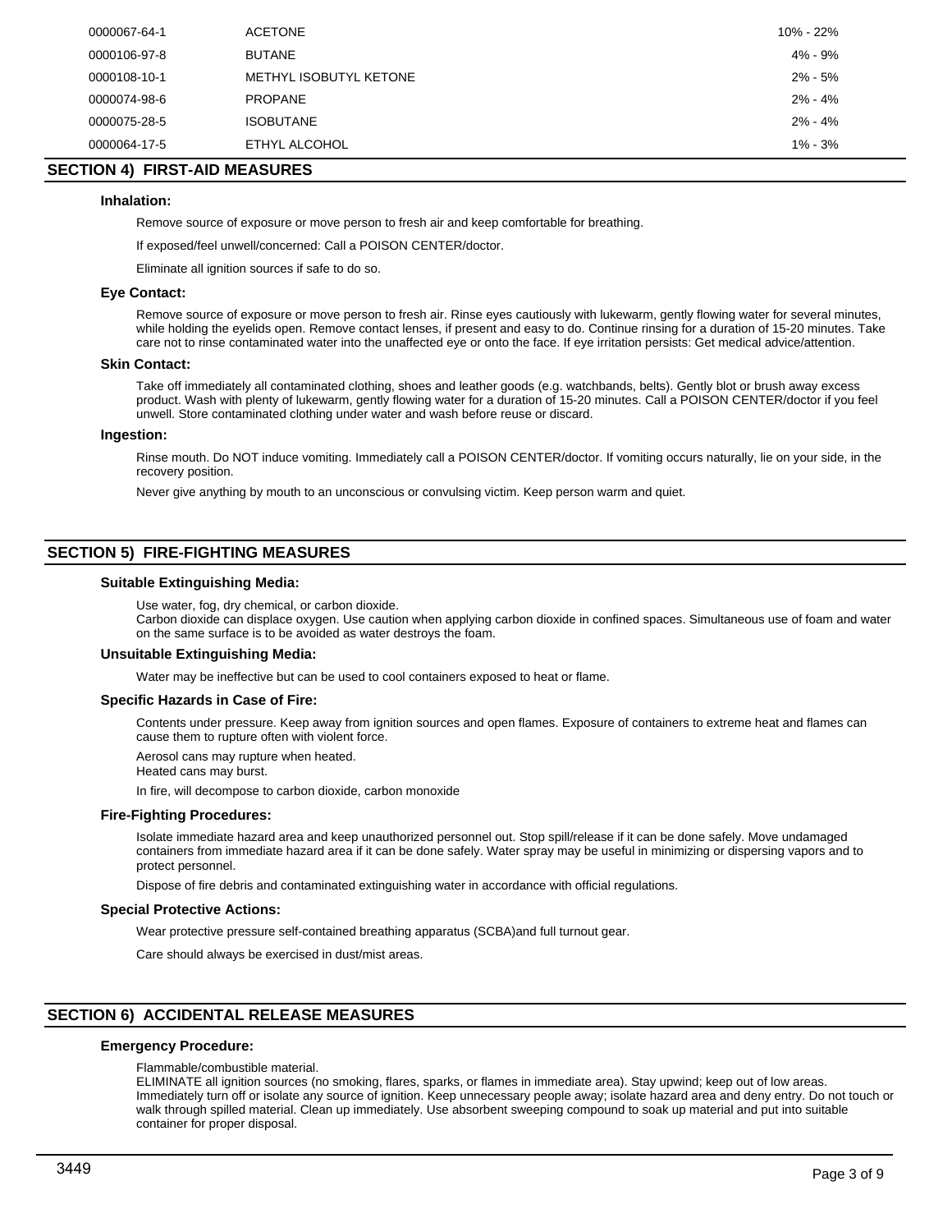| | | |
|---|---|---|
| 0000067-64-1 | ACETONE | 10% - 22% |
| 0000106-97-8 | BUTANE | 4% - 9% |
| 0000108-10-1 | METHYL ISOBUTYL KETONE | 2% - 5% |
| 0000074-98-6 | PROPANE | 2% - 4% |
| 0000075-28-5 | ISOBUTANE | 2% - 4% |
| 0000064-17-5 | ETHYL ALCOHOL | 1% - 3% |

## SECTION 4) FIRST-AID MEASURES

### Inhalation:

Remove source of exposure or move person to fresh air and keep comfortable for breathing.

If exposed/feel unwell/concerned: Call a POISON CENTER/doctor.

Eliminate all ignition sources if safe to do so.

### Eye Contact:

Remove source of exposure or move person to fresh air. Rinse eyes cautiously with lukewarm, gently flowing water for several minutes, while holding the eyelids open. Remove contact lenses, if present and easy to do. Continue rinsing for a duration of 15-20 minutes. Take care not to rinse contaminated water into the unaffected eye or onto the face. If eye irritation persists: Get medical advice/attention.

### Skin Contact:

Take off immediately all contaminated clothing, shoes and leather goods (e.g. watchbands, belts). Gently blot or brush away excess product. Wash with plenty of lukewarm, gently flowing water for a duration of 15-20 minutes. Call a POISON CENTER/doctor if you feel unwell. Store contaminated clothing under water and wash before reuse or discard.

### Ingestion:

Rinse mouth. Do NOT induce vomiting. Immediately call a POISON CENTER/doctor. If vomiting occurs naturally, lie on your side, in the recovery position.

Never give anything by mouth to an unconscious or convulsing victim. Keep person warm and quiet.

## SECTION 5) FIRE-FIGHTING MEASURES

### Suitable Extinguishing Media:

Use water, fog, dry chemical, or carbon dioxide.
Carbon dioxide can displace oxygen. Use caution when applying carbon dioxide in confined spaces. Simultaneous use of foam and water on the same surface is to be avoided as water destroys the foam.

### Unsuitable Extinguishing Media:

Water may be ineffective but can be used to cool containers exposed to heat or flame.

### Specific Hazards in Case of Fire:

Contents under pressure. Keep away from ignition sources and open flames. Exposure of containers to extreme heat and flames can cause them to rupture often with violent force.

Aerosol cans may rupture when heated.
Heated cans may burst.

In fire, will decompose to carbon dioxide, carbon monoxide

### Fire-Fighting Procedures:

Isolate immediate hazard area and keep unauthorized personnel out. Stop spill/release if it can be done safely. Move undamaged containers from immediate hazard area if it can be done safely. Water spray may be useful in minimizing or dispersing vapors and to protect personnel.

Dispose of fire debris and contaminated extinguishing water in accordance with official regulations.

### Special Protective Actions:

Wear protective pressure self-contained breathing apparatus (SCBA)and full turnout gear.

Care should always be exercised in dust/mist areas.

## SECTION 6) ACCIDENTAL RELEASE MEASURES

### Emergency Procedure:

Flammable/combustible material.
ELIMINATE all ignition sources (no smoking, flares, sparks, or flames in immediate area). Stay upwind; keep out of low areas. Immediately turn off or isolate any source of ignition. Keep unnecessary people away; isolate hazard area and deny entry. Do not touch or walk through spilled material. Clean up immediately. Use absorbent sweeping compound to soak up material and put into suitable container for proper disposal.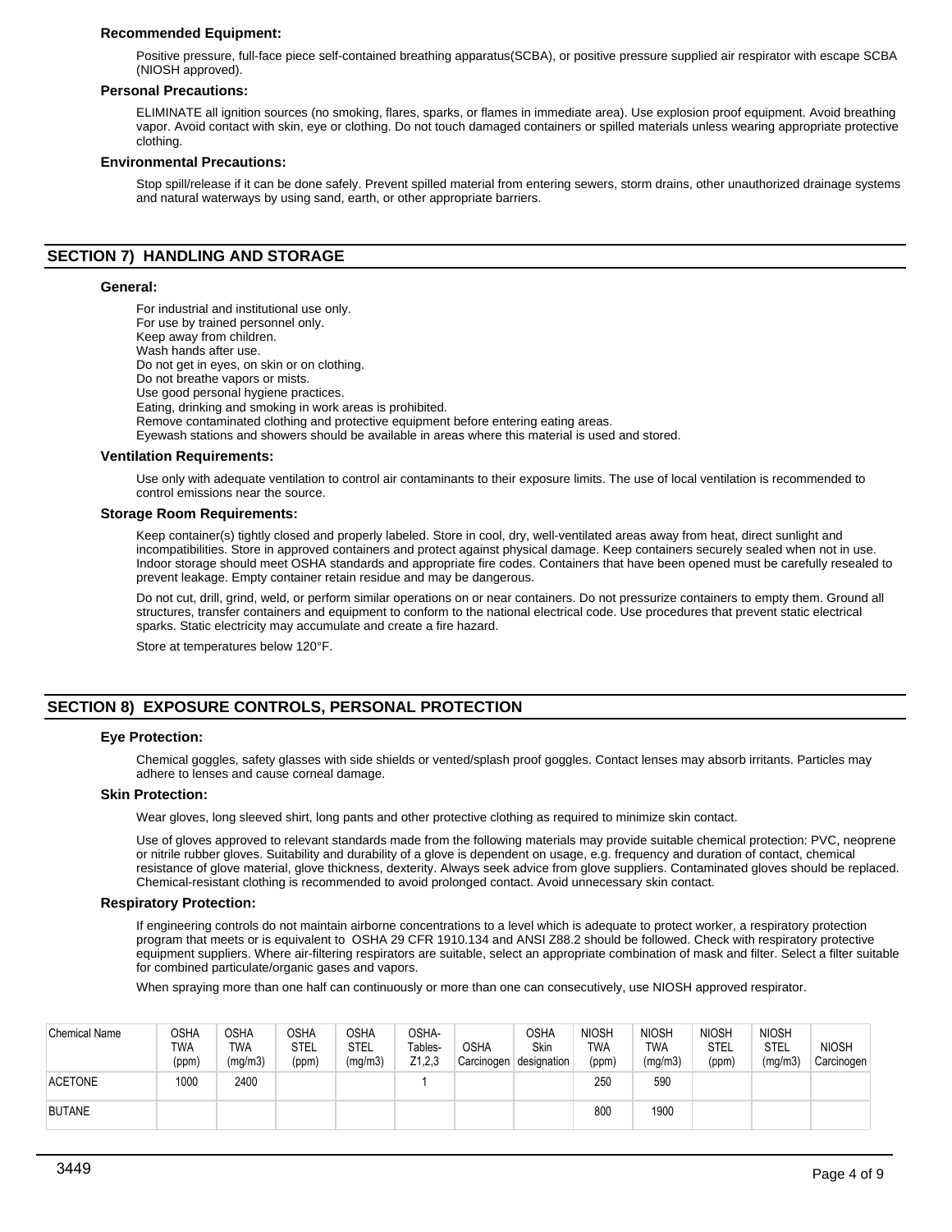### Recommended Equipment:

Positive pressure, full-face piece self-contained breathing apparatus(SCBA), or positive pressure supplied air respirator with escape SCBA (NIOSH approved).

### Personal Precautions:

ELIMINATE all ignition sources (no smoking, flares, sparks, or flames in immediate area). Use explosion proof equipment. Avoid breathing vapor. Avoid contact with skin, eye or clothing. Do not touch damaged containers or spilled materials unless wearing appropriate protective clothing.

### Environmental Precautions:

Stop spill/release if it can be done safely. Prevent spilled material from entering sewers, storm drains, other unauthorized drainage systems and natural waterways by using sand, earth, or other appropriate barriers.

## SECTION 7) HANDLING AND STORAGE

### General:

For industrial and institutional use only.
For use by trained personnel only.
Keep away from children.
Wash hands after use.
Do not get in eyes, on skin or on clothing.
Do not breathe vapors or mists.
Use good personal hygiene practices.
Eating, drinking and smoking in work areas is prohibited.
Remove contaminated clothing and protective equipment before entering eating areas.
Eyewash stations and showers should be available in areas where this material is used and stored.

### Ventilation Requirements:

Use only with adequate ventilation to control air contaminants to their exposure limits. The use of local ventilation is recommended to control emissions near the source.

### Storage Room Requirements:

Keep container(s) tightly closed and properly labeled. Store in cool, dry, well-ventilated areas away from heat, direct sunlight and incompatibilities. Store in approved containers and protect against physical damage. Keep containers securely sealed when not in use. Indoor storage should meet OSHA standards and appropriate fire codes. Containers that have been opened must be carefully resealed to prevent leakage. Empty container retain residue and may be dangerous.

Do not cut, drill, grind, weld, or perform similar operations on or near containers. Do not pressurize containers to empty them. Ground all structures, transfer containers and equipment to conform to the national electrical code. Use procedures that prevent static electrical sparks. Static electricity may accumulate and create a fire hazard.

Store at temperatures below 120°F.

## SECTION 8) EXPOSURE CONTROLS, PERSONAL PROTECTION

### Eye Protection:

Chemical goggles, safety glasses with side shields or vented/splash proof goggles. Contact lenses may absorb irritants. Particles may adhere to lenses and cause corneal damage.

### Skin Protection:

Wear gloves, long sleeved shirt, long pants and other protective clothing as required to minimize skin contact.

Use of gloves approved to relevant standards made from the following materials may provide suitable chemical protection: PVC, neoprene or nitrile rubber gloves. Suitability and durability of a glove is dependent on usage, e.g. frequency and duration of contact, chemical resistance of glove material, glove thickness, dexterity. Always seek advice from glove suppliers. Contaminated gloves should be replaced. Chemical-resistant clothing is recommended to avoid prolonged contact. Avoid unnecessary skin contact.

### Respiratory Protection:

If engineering controls do not maintain airborne concentrations to a level which is adequate to protect worker, a respiratory protection program that meets or is equivalent to OSHA 29 CFR 1910.134 and ANSI Z88.2 should be followed. Check with respiratory protective equipment suppliers. Where air-filtering respirators are suitable, select an appropriate combination of mask and filter. Select a filter suitable for combined particulate/organic gases and vapors.

When spraying more than one half can continuously or more than one can consecutively, use NIOSH approved respirator.

| Chemical Name | OSHA TWA (ppm) | OSHA TWA (mg/m3) | OSHA STEL (ppm) | OSHA STEL (mg/m3) | OSHA- Tables- Z1,2,3 | OSHA Carcinogen | OSHA Skin designation | NIOSH TWA (ppm) | NIOSH TWA (mg/m3) | NIOSH STEL (ppm) | NIOSH STEL (mg/m3) | NIOSH Carcinogen |
|---|---|---|---|---|---|---|---|---|---|---|---|---|
| ACETONE | 1000 | 2400 | | | 1 | | | 250 | 590 | | | |
| BUTANE | | | | | | | | 800 | 1900 | | | |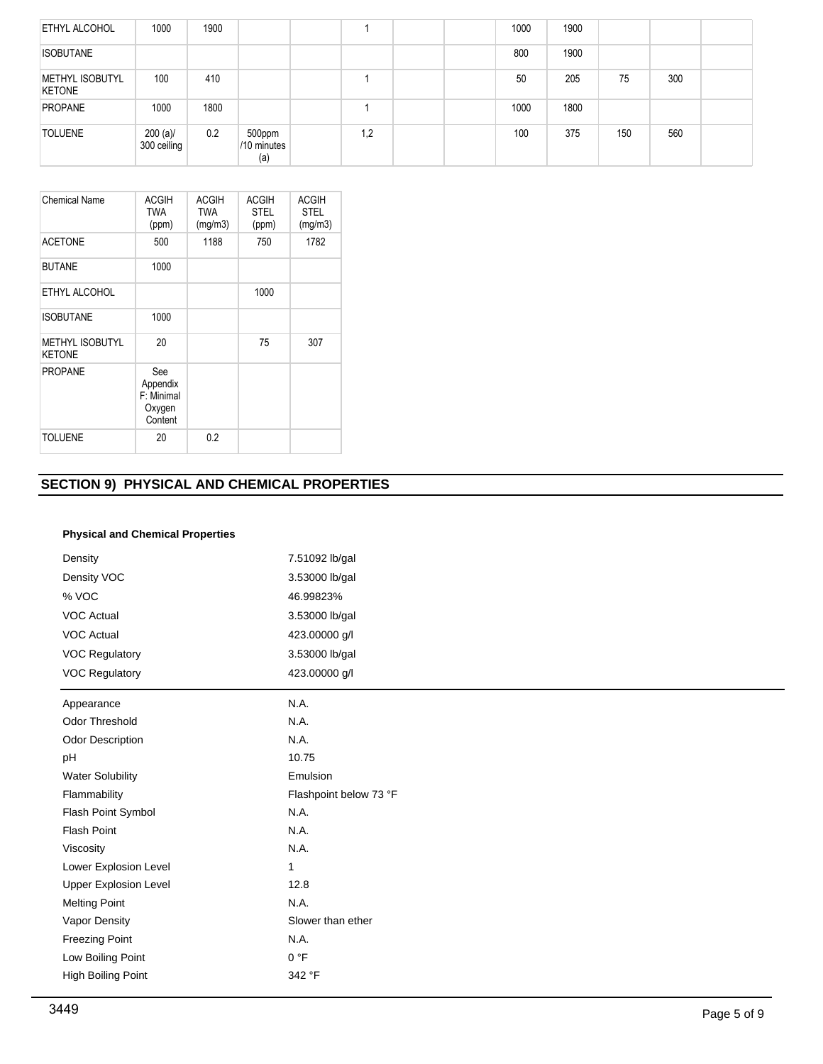| ETHYL ALCOHOL | 1000 | 1900 | | | 1 | | | 1000 | 1900 | | | |
|---|---|---|---|---|---|---|---|---|---|---|---|---|
| ISOBUTANE | | | | | | | | 800 | 1900 | | | |
| METHYL ISOBUTYL KETONE | 100 | 410 | | | 1 | | | 50 | 205 | 75 | 300 | |
| PROPANE | 1000 | 1800 | | | 1 | | | 1000 | 1800 | | | |
| TOLUENE | 200 (a)/ 300 ceiling | 0.2 | 500ppm /10 minutes (a) | | 1,2 | | | 100 | 375 | 150 | 560 | |

| Chemical Name | ACGIH TWA (ppm) | ACGIH TWA (mg/m3) | ACGIH STEL (ppm) | ACGIH STEL (mg/m3) |
|---|---|---|---|---|
| ACETONE | 500 | 1188 | 750 | 1782 |
| BUTANE | 1000 | | | |
| ETHYL ALCOHOL | | | 1000 | |
| ISOBUTANE | 1000 | | | |
| METHYL ISOBUTYL KETONE | 20 | | 75 | 307 |
| PROPANE | See Appendix F: Minimal Oxygen Content | | | |
| TOLUENE | 20 | 0.2 | | |

## SECTION 9) PHYSICAL AND CHEMICAL PROPERTIES

**Physical and Chemical Properties**

| | |
|---|---|
| Density | 7.51092 lb/gal |
| Density VOC | 3.53000 lb/gal |
| % VOC | 46.99823% |
| VOC Actual | 3.53000 lb/gal |
| VOC Actual | 423.00000 g/l |
| VOC Regulatory | 3.53000 lb/gal |
| VOC Regulatory | 423.00000 g/l |

| | |
|---|---|
| Appearance | N.A. |
| Odor Threshold | N.A. |
| Odor Description | N.A. |
| pH | 10.75 |
| Water Solubility | Emulsion |
| Flammability | Flashpoint below 73 °F |
| Flash Point Symbol | N.A. |
| Flash Point | N.A. |
| Viscosity | N.A. |
| Lower Explosion Level | 1 |
| Upper Explosion Level | 12.8 |
| Melting Point | N.A. |
| Vapor Density | Slower than ether |
| Freezing Point | N.A. |
| Low Boiling Point | 0 °F |
| High Boiling Point | 342 °F |

3449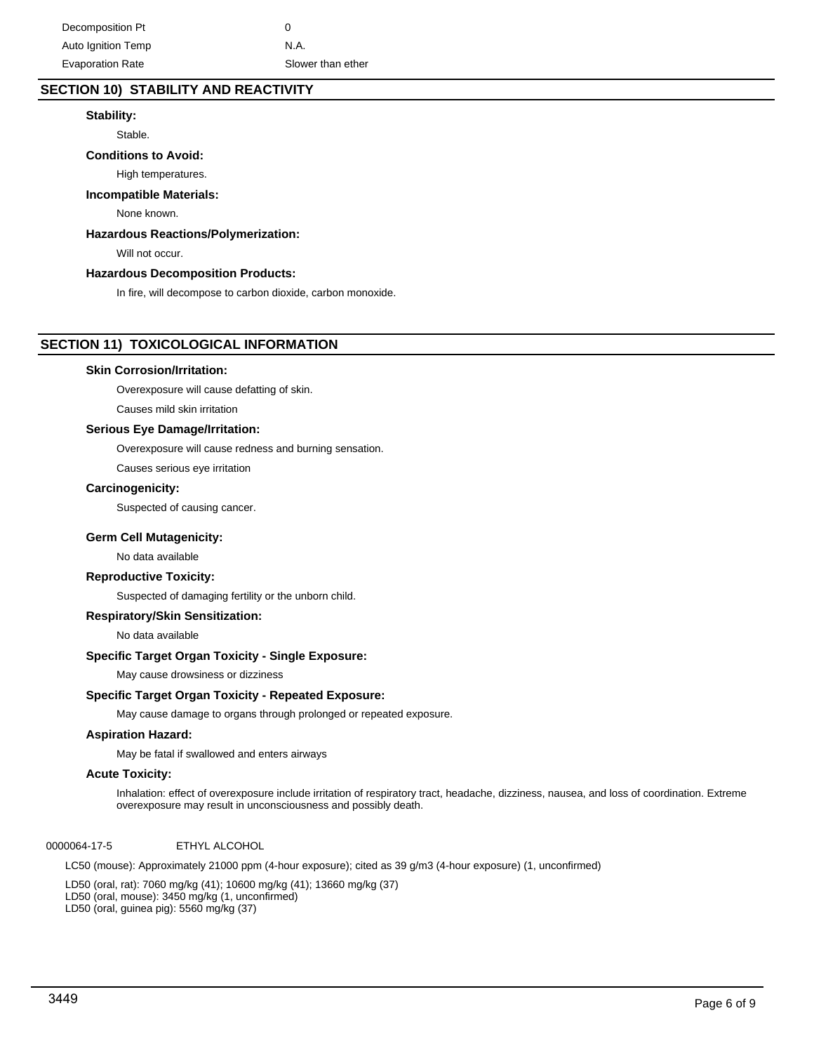| | |
|---|---|
| Decomposition Pt | 0 |
| Auto Ignition Temp | N.A. |
| Evaporation Rate | Slower than ether |

## SECTION 10) STABILITY AND REACTIVITY

**Stability:**

Stable.

**Conditions to Avoid:**

High temperatures.

**Incompatible Materials:**

None known.

**Hazardous Reactions/Polymerization:**

Will not occur.

**Hazardous Decomposition Products:**

In fire, will decompose to carbon dioxide, carbon monoxide.

## SECTION 11) TOXICOLOGICAL INFORMATION

**Skin Corrosion/Irritation:**

Overexposure will cause defatting of skin.

Causes mild skin irritation

**Serious Eye Damage/Irritation:**

Overexposure will cause redness and burning sensation.

Causes serious eye irritation

**Carcinogenicity:**

Suspected of causing cancer.

**Germ Cell Mutagenicity:**

No data available

**Reproductive Toxicity:**

Suspected of damaging fertility or the unborn child.

**Respiratory/Skin Sensitization:**

No data available

**Specific Target Organ Toxicity - Single Exposure:**

May cause drowsiness or dizziness

**Specific Target Organ Toxicity - Repeated Exposure:**

May cause damage to organs through prolonged or repeated exposure.

**Aspiration Hazard:**

May be fatal if swallowed and enters airways

**Acute Toxicity:**

Inhalation: effect of overexposure include irritation of respiratory tract, headache, dizziness, nausea, and loss of coordination. Extreme overexposure may result in unconsciousness and possibly death.

0000064-17-5 ETHYL ALCOHOL

LC50 (mouse): Approximately 21000 ppm (4-hour exposure); cited as 39 g/m3 (4-hour exposure) (1, unconfirmed)

LD50 (oral, rat): 7060 mg/kg (41); 10600 mg/kg (41); 13660 mg/kg (37)
LD50 (oral, mouse): 3450 mg/kg (1, unconfirmed)
LD50 (oral, guinea pig): 5560 mg/kg (37)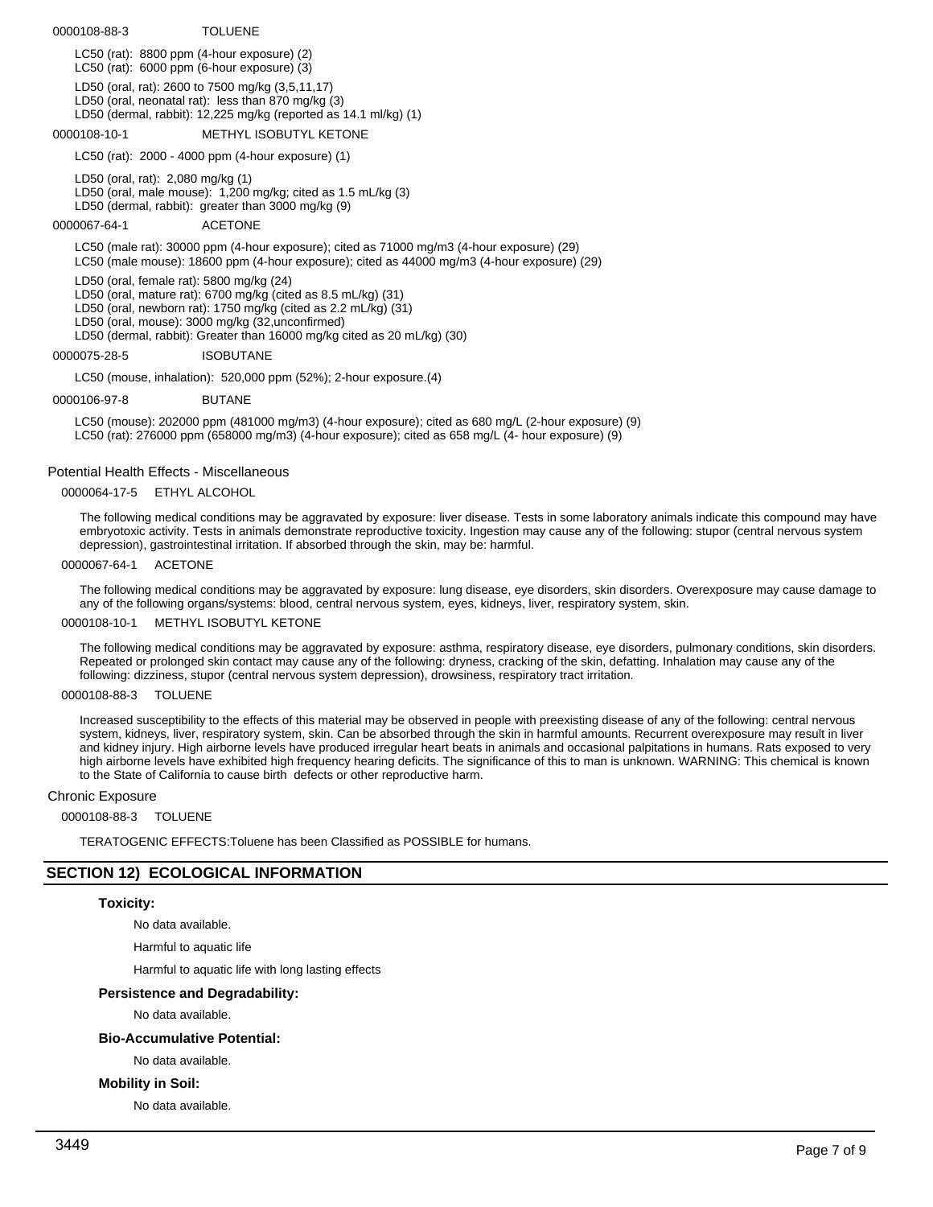0000108-88-3 TOLUENE

LC50 (rat): 8800 ppm (4-hour exposure) (2)
LC50 (rat): 6000 ppm (6-hour exposure) (3)

LD50 (oral, rat): 2600 to 7500 mg/kg (3,5,11,17)
LD50 (oral, neonatal rat): less than 870 mg/kg (3)
LD50 (dermal, rabbit): 12,225 mg/kg (reported as 14.1 ml/kg) (1)

0000108-10-1 METHYL ISOBUTYL KETONE

LC50 (rat): 2000 - 4000 ppm (4-hour exposure) (1)

LD50 (oral, rat): 2,080 mg/kg (1)
LD50 (oral, male mouse): 1,200 mg/kg; cited as 1.5 mL/kg (3)
LD50 (dermal, rabbit): greater than 3000 mg/kg (9)

0000067-64-1 ACETONE

LC50 (male rat): 30000 ppm (4-hour exposure); cited as 71000 mg/m3 (4-hour exposure) (29)
LC50 (male mouse): 18600 ppm (4-hour exposure); cited as 44000 mg/m3 (4-hour exposure) (29)

LD50 (oral, female rat): 5800 mg/kg (24)
LD50 (oral, mature rat): 6700 mg/kg (cited as 8.5 mL/kg) (31)
LD50 (oral, newborn rat): 1750 mg/kg (cited as 2.2 mL/kg) (31)
LD50 (oral, mouse): 3000 mg/kg (32,unconfirmed)
LD50 (dermal, rabbit): Greater than 16000 mg/kg cited as 20 mL/kg) (30)

0000075-28-5 ISOBUTANE

LC50 (mouse, inhalation): 520,000 ppm (52%); 2-hour exposure.(4)

0000106-97-8 BUTANE

LC50 (mouse): 202000 ppm (481000 mg/m3) (4-hour exposure); cited as 680 mg/L (2-hour exposure) (9)
LC50 (rat): 276000 ppm (658000 mg/m3) (4-hour exposure); cited as 658 mg/L (4- hour exposure) (9)

Potential Health Effects - Miscellaneous

0000064-17-5 ETHYL ALCOHOL

The following medical conditions may be aggravated by exposure: liver disease. Tests in some laboratory animals indicate this compound may have embryotoxic activity. Tests in animals demonstrate reproductive toxicity. Ingestion may cause any of the following: stupor (central nervous system depression), gastrointestinal irritation. If absorbed through the skin, may be: harmful.

0000067-64-1 ACETONE

The following medical conditions may be aggravated by exposure: lung disease, eye disorders, skin disorders. Overexposure may cause damage to any of the following organs/systems: blood, central nervous system, eyes, kidneys, liver, respiratory system, skin.

0000108-10-1 METHYL ISOBUTYL KETONE

The following medical conditions may be aggravated by exposure: asthma, respiratory disease, eye disorders, pulmonary conditions, skin disorders. Repeated or prolonged skin contact may cause any of the following: dryness, cracking of the skin, defatting. Inhalation may cause any of the following: dizziness, stupor (central nervous system depression), drowsiness, respiratory tract irritation.

0000108-88-3 TOLUENE

Increased susceptibility to the effects of this material may be observed in people with preexisting disease of any of the following: central nervous system, kidneys, liver, respiratory system, skin. Can be absorbed through the skin in harmful amounts. Recurrent overexposure may result in liver and kidney injury. High airborne levels have produced irregular heart beats in animals and occasional palpitations in humans. Rats exposed to very high airborne levels have exhibited high frequency hearing deficits. The significance of this to man is unknown. WARNING: This chemical is known to the State of California to cause birth defects or other reproductive harm.

Chronic Exposure

0000108-88-3 TOLUENE

TERATOGENIC EFFECTS:Toluene has been Classified as POSSIBLE for humans.

## SECTION 12) ECOLOGICAL INFORMATION

**Toxicity:**

No data available.

Harmful to aquatic life

Harmful to aquatic life with long lasting effects

**Persistence and Degradability:**

No data available.

**Bio-Accumulative Potential:**

No data available.

**Mobility in Soil:**

No data available.

3449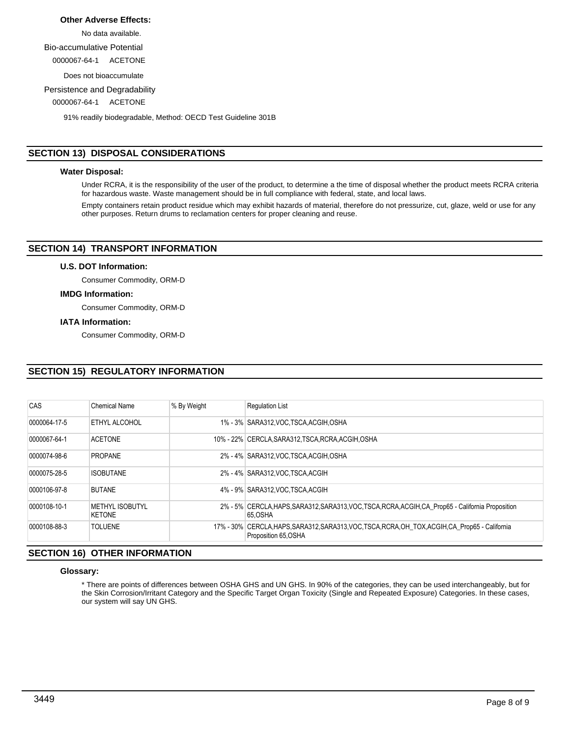**Other Adverse Effects:**

No data available.

Bio-accumulative Potential

0000067-64-1 ACETONE

Does not bioaccumulate

Persistence and Degradability

0000067-64-1 ACETONE

91% readily biodegradable, Method: OECD Test Guideline 301B

## SECTION 13) DISPOSAL CONSIDERATIONS

**Water Disposal:**

Under RCRA, it is the responsibility of the user of the product, to determine a the time of disposal whether the product meets RCRA criteria for hazardous waste. Waste management should be in full compliance with federal, state, and local laws.

Empty containers retain product residue which may exhibit hazards of material, therefore do not pressurize, cut, glaze, weld or use for any other purposes. Return drums to reclamation centers for proper cleaning and reuse.

## SECTION 14) TRANSPORT INFORMATION

**U.S. DOT Information:**

Consumer Commodity, ORM-D

**IMDG Information:**

Consumer Commodity, ORM-D

**IATA Information:**

Consumer Commodity, ORM-D

## SECTION 15) REGULATORY INFORMATION

| CAS | Chemical Name | % By Weight | Regulation List |
|---|---|---|---|
| 0000064-17-5 | ETHYL ALCOHOL | 1% - 3% | SARA312,VOC,TSCA,ACGIH,OSHA |
| 0000067-64-1 | ACETONE | 10% - 22% | CERCLA,SARA312,TSCA,RCRA,ACGIH,OSHA |
| 0000074-98-6 | PROPANE | 2% - 4% | SARA312,VOC,TSCA,ACGIH,OSHA |
| 0000075-28-5 | ISOBUTANE | 2% - 4% | SARA312,VOC,TSCA,ACGIH |
| 0000106-97-8 | BUTANE | 4% - 9% | SARA312,VOC,TSCA,ACGIH |
| 0000108-10-1 | METHYL ISOBUTYL KETONE | 2% - 5% | CERCLA,HAPS,SARA312,SARA313,VOC,TSCA,RCRA,ACGIH,CA_Prop65 - California Proposition 65,OSHA |
| 0000108-88-3 | TOLUENE | 17% - 30% | CERCLA,HAPS,SARA312,SARA313,VOC,TSCA,RCRA,OH_TOX,ACGIH,CA_Prop65 - California Proposition 65,OSHA |

## SECTION 16) OTHER INFORMATION

**Glossary:**

* There are points of differences between OSHA GHS and UN GHS. In 90% of the categories, they can be used interchangeably, but for the Skin Corrosion/Irritant Category and the Specific Target Organ Toxicity (Single and Repeated Exposure) Categories. In these cases, our system will say UN GHS.

3449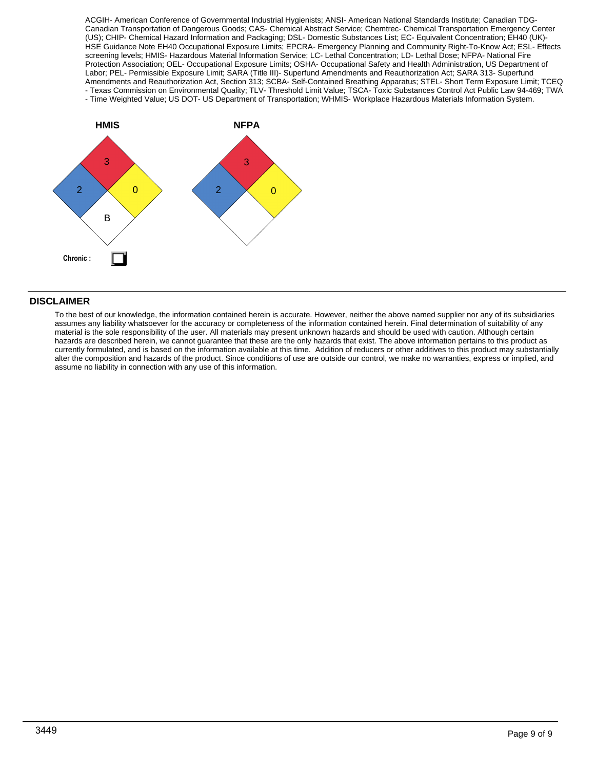ACGIH- American Conference of Governmental Industrial Hygienists; ANSI- American National Standards Institute; Canadian TDG- Canadian Transportation of Dangerous Goods; CAS- Chemical Abstract Service; Chemtrec- Chemical Transportation Emergency Center (US); CHIP- Chemical Hazard Information and Packaging; DSL- Domestic Substances List; EC- Equivalent Concentration; EH40 (UK)- HSE Guidance Note EH40 Occupational Exposure Limits; EPCRA- Emergency Planning and Community Right-To-Know Act; ESL- Effects screening levels; HMIS- Hazardous Material Information Service; LC- Lethal Concentration; LD- Lethal Dose; NFPA- National Fire Protection Association; OEL- Occupational Exposure Limits; OSHA- Occupational Safety and Health Administration, US Department of Labor; PEL- Permissible Exposure Limit; SARA (Title III)- Superfund Amendments and Reauthorization Act; SARA 313- Superfund Amendments and Reauthorization Act, Section 313; SCBA- Self-Contained Breathing Apparatus; STEL- Short Term Exposure Limit; TCEQ - Texas Commission on Environmental Quality; TLV- Threshold Limit Value; TSCA- Toxic Substances Control Act Public Law 94-469; TWA - Time Weighted Value; US DOT- US Department of Transportation; WHMIS- Workplace Hazardous Materials Information System.

**HMIS**

3
2
0
B

Chronic :

**NFPA**

3
2
0

## DISCLAIMER

To the best of our knowledge, the information contained herein is accurate. However, neither the above named supplier nor any of its subsidiaries assumes any liability whatsoever for the accuracy or completeness of the information contained herein. Final determination of suitability of any material is the sole responsibility of the user. All materials may present unknown hazards and should be used with caution. Although certain hazards are described herein, we cannot guarantee that these are the only hazards that exist. The above information pertains to this product as currently formulated, and is based on the information available at this time. Addition of reducers or other additives to this product may substantially alter the composition and hazards of the product. Since conditions of use are outside our control, we make no warranties, express or implied, and assume no liability in connection with any use of this information.

3449